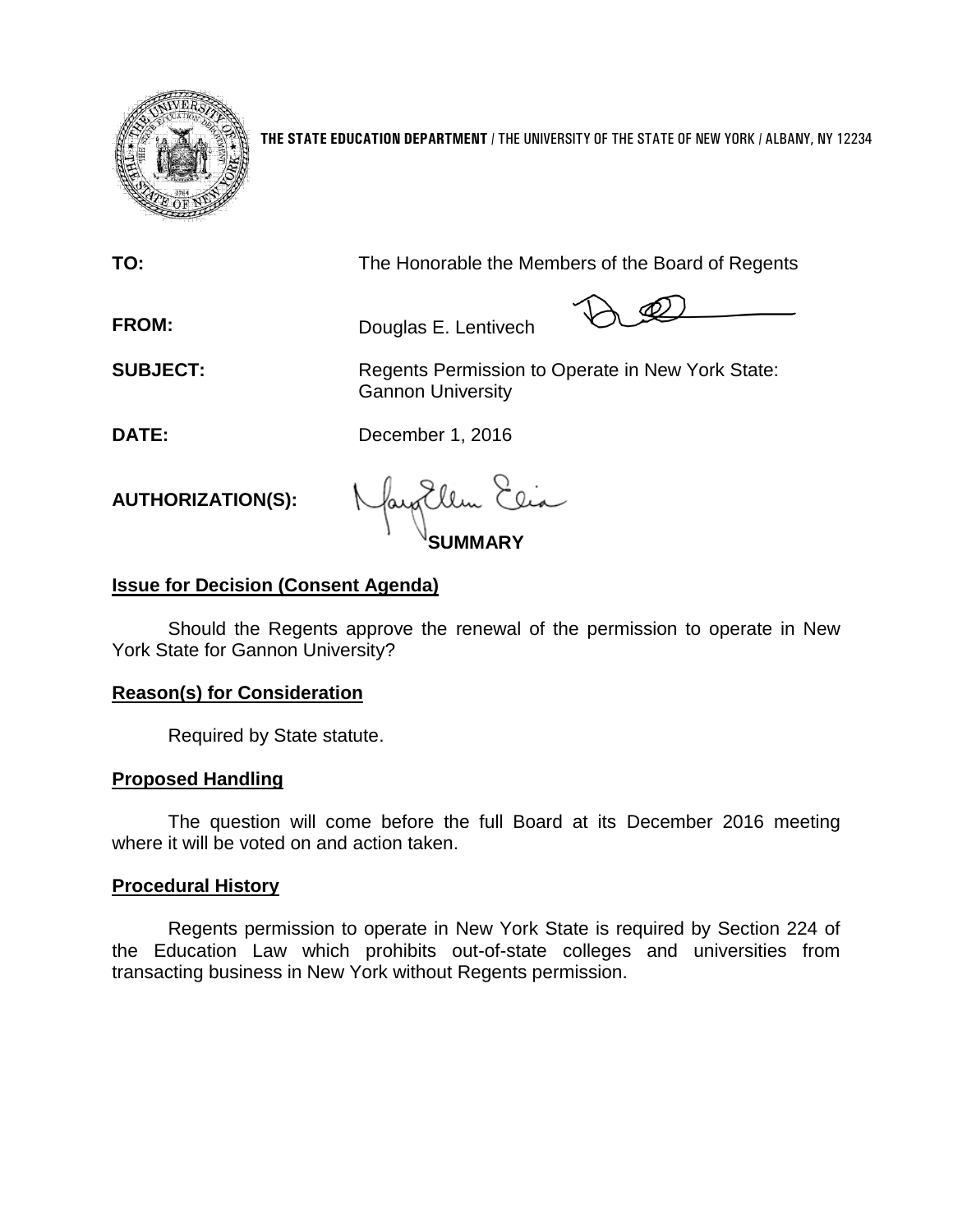**THE STATE EDUCATION DEPARTMENT** / THE UNIVERSITY OF THE STATE OF NEW YORK / ALBANY, NY 12234

**TO:** The Honorable the Members of the Board of Regents

**FROM:** Douglas E. Lentivech

**SUBJECT:** Regents Permission to Operate in New York State: Gannon University

**DATE:** December 1, 2016

**AUTHORIZATION(S):**

## SUMMARY

### Issue for Decision (Consent Agenda)

Should the Regents approve the renewal of the permission to operate in New York State for Gannon University?

### Reason(s) for Consideration

Required by State statute.

### Proposed Handling

The question will come before the full Board at its December 2016 meeting where it will be voted on and action taken.

### Procedural History

Regents permission to operate in New York State is required by Section 224 of the Education Law which prohibits out-of-state colleges and universities from transacting business in New York without Regents permission.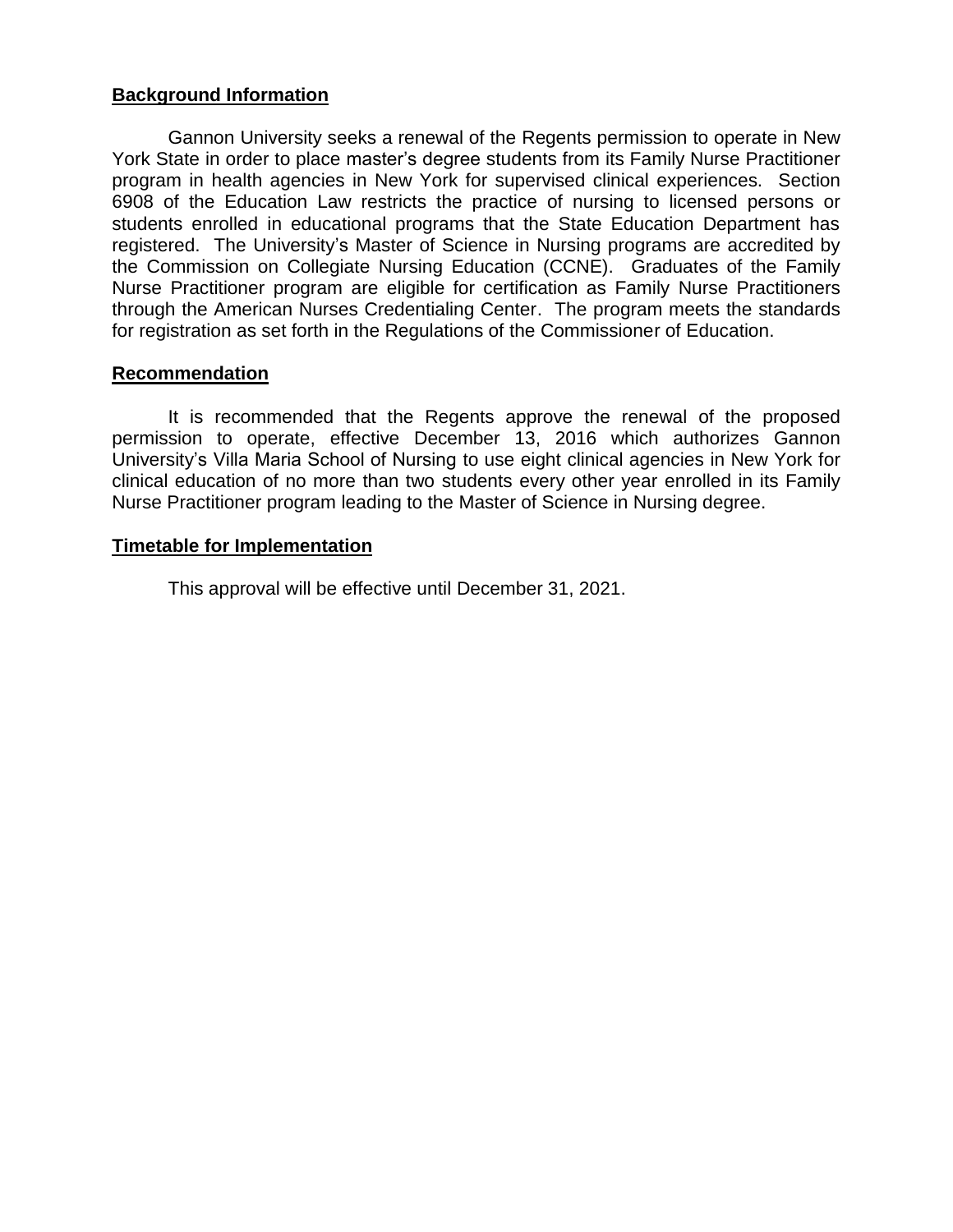## Background Information

Gannon University seeks a renewal of the Regents permission to operate in New York State in order to place master's degree students from its Family Nurse Practitioner program in health agencies in New York for supervised clinical experiences. Section 6908 of the Education Law restricts the practice of nursing to licensed persons or students enrolled in educational programs that the State Education Department has registered. The University's Master of Science in Nursing programs are accredited by the Commission on Collegiate Nursing Education (CCNE). Graduates of the Family Nurse Practitioner program are eligible for certification as Family Nurse Practitioners through the American Nurses Credentialing Center. The program meets the standards for registration as set forth in the Regulations of the Commissioner of Education.

## Recommendation

It is recommended that the Regents approve the renewal of the proposed permission to operate, effective December 13, 2016 which authorizes Gannon University's Villa Maria School of Nursing to use eight clinical agencies in New York for clinical education of no more than two students every other year enrolled in its Family Nurse Practitioner program leading to the Master of Science in Nursing degree.

## Timetable for Implementation

This approval will be effective until December 31, 2021.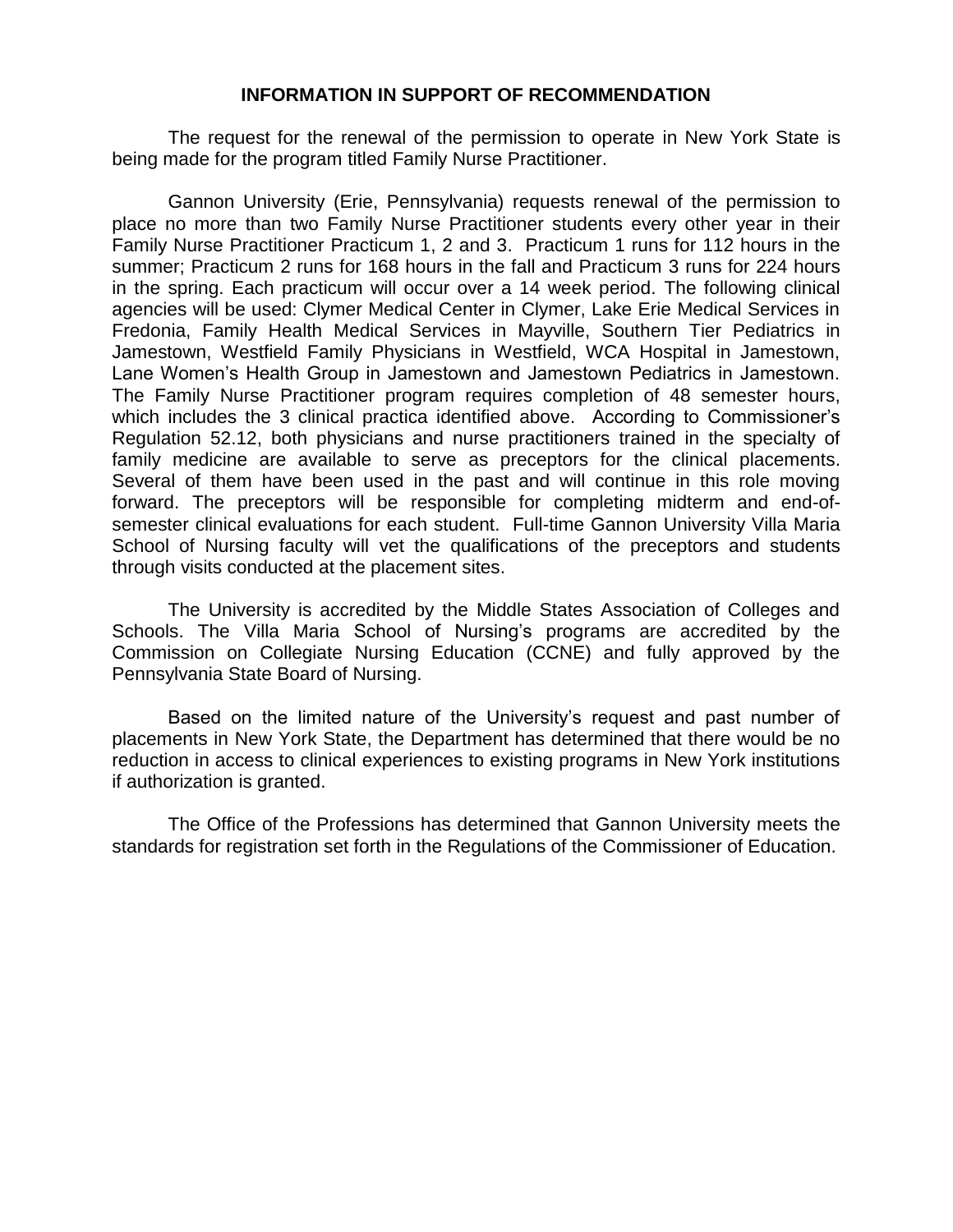## INFORMATION IN SUPPORT OF RECOMMENDATION

The request for the renewal of the permission to operate in New York State is being made for the program titled Family Nurse Practitioner.

Gannon University (Erie, Pennsylvania) requests renewal of the permission to place no more than two Family Nurse Practitioner students every other year in their Family Nurse Practitioner Practicum 1, 2 and 3. Practicum 1 runs for 112 hours in the summer; Practicum 2 runs for 168 hours in the fall and Practicum 3 runs for 224 hours in the spring. Each practicum will occur over a 14 week period. The following clinical agencies will be used: Clymer Medical Center in Clymer, Lake Erie Medical Services in Fredonia, Family Health Medical Services in Mayville, Southern Tier Pediatrics in Jamestown, Westfield Family Physicians in Westfield, WCA Hospital in Jamestown, Lane Women's Health Group in Jamestown and Jamestown Pediatrics in Jamestown. The Family Nurse Practitioner program requires completion of 48 semester hours, which includes the 3 clinical practica identified above. According to Commissioner's Regulation 52.12, both physicians and nurse practitioners trained in the specialty of family medicine are available to serve as preceptors for the clinical placements. Several of them have been used in the past and will continue in this role moving forward. The preceptors will be responsible for completing midterm and end-of-semester clinical evaluations for each student. Full-time Gannon University Villa Maria School of Nursing faculty will vet the qualifications of the preceptors and students through visits conducted at the placement sites.

The University is accredited by the Middle States Association of Colleges and Schools. The Villa Maria School of Nursing's programs are accredited by the Commission on Collegiate Nursing Education (CCNE) and fully approved by the Pennsylvania State Board of Nursing.

Based on the limited nature of the University's request and past number of placements in New York State, the Department has determined that there would be no reduction in access to clinical experiences to existing programs in New York institutions if authorization is granted.

The Office of the Professions has determined that Gannon University meets the standards for registration set forth in the Regulations of the Commissioner of Education.